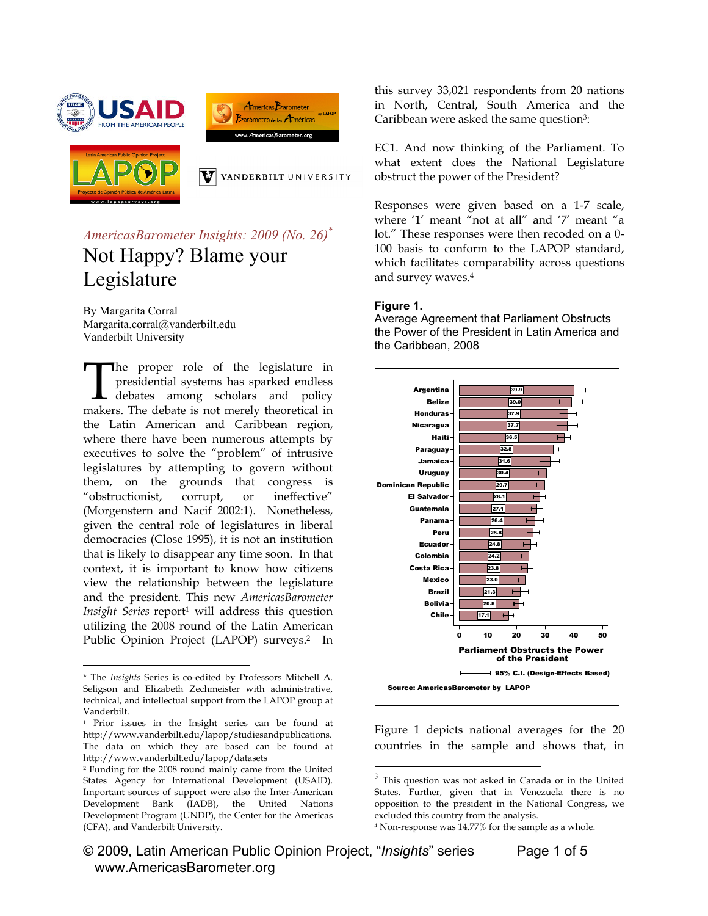*AmericasBarometer Insights: 2009 (No. 26)*[*]

# Not Happy? Blame your Legislature

By Margarita Corral
Margarita.corral@vanderbilt.edu
Vanderbilt University

The proper role of the legislature in presidential systems has sparked endless debates among scholars and policy makers. The debate is not merely theoretical in the Latin American and Caribbean region, where there have been numerous attempts by executives to solve the "problem" of intrusive legislatures by attempting to govern without them, on the grounds that congress is "obstructionist, corrupt, or ineffective" (Morgenstern and Nacif 2002:1). Nonetheless, given the central role of legislatures in liberal democracies (Close 1995), it is not an institution that is likely to disappear any time soon. In that context, it is important to know how citizens view the relationship between the legislature and the president. This new *AmericasBarometer Insight Series* report[1] will address this question utilizing the 2008 round of the Latin American Public Opinion Project (LAPOP) surveys.[2] In this survey 33,021 respondents from 20 nations in North, Central, South America and the Caribbean were asked the same question[3]:

EC1. And now thinking of the Parliament. To what extent does the National Legislature obstruct the power of the President?

Responses were given based on a 1-7 scale, where '1' meant "not at all" and '7' meant "a lot." These responses were then recoded on a 0-100 basis to conform to the LAPOP standard, which facilitates comparability across questions and survey waves.[4]

**Figure 1.**
Average Agreement that Parliament Obstructs the Power of the President in Latin America and the Caribbean, 2008

| Country | Parliament Obstructs the Power of the President |
|---|---|
| Argentina | 39.9 |
| Belize | 39.0 |
| Honduras | 37.9 |
| Nicaragua | 37.7 |
| Haiti | 36.5 |
| Paraguay | 32.8 |
| Jamaica | 31.6 |
| Uruguay | 30.4 |
| Dominican Republic | 29.7 |
| El Salvador | 28.1 |
| Guatemala | 27.1 |
| Panama | 26.4 |
| Peru | 25.8 |
| Ecuador | 24.8 |
| Colombia | 24.2 |
| Costa Rica | 23.8 |
| Mexico | 23.0 |
| Brazil | 21.3 |
| Bolivia | 20.8 |
| Chile | 17.1 |

95% C.I. (Design-Effects Based)

Source: AmericasBarometer by LAPOP

Figure 1 depicts national averages for the 20 countries in the sample and shows that, in

---

[*] The *Insights* Series is co-edited by Professors Mitchell A. Seligson and Elizabeth Zechmeister with administrative, technical, and intellectual support from the LAPOP group at Vanderbilt.

[1] Prior issues in the Insight series can be found at http://www.vanderbilt.edu/lapop/studiesandpublications. The data on which they are based can be found at http://www.vanderbilt.edu/lapop/datasets

[2] Funding for the 2008 round mainly came from the United States Agency for International Development (USAID). Important sources of support were also the Inter-American Development Bank (IADB), the United Nations Development Program (UNDP), the Center for the Americas (CFA), and Vanderbilt University.

[3] This question was not asked in Canada or in the United States. Further, given that in Venezuela there is no opposition to the president in the National Congress, we excluded this country from the analysis.

[4] Non-response was 14.77% for the sample as a whole.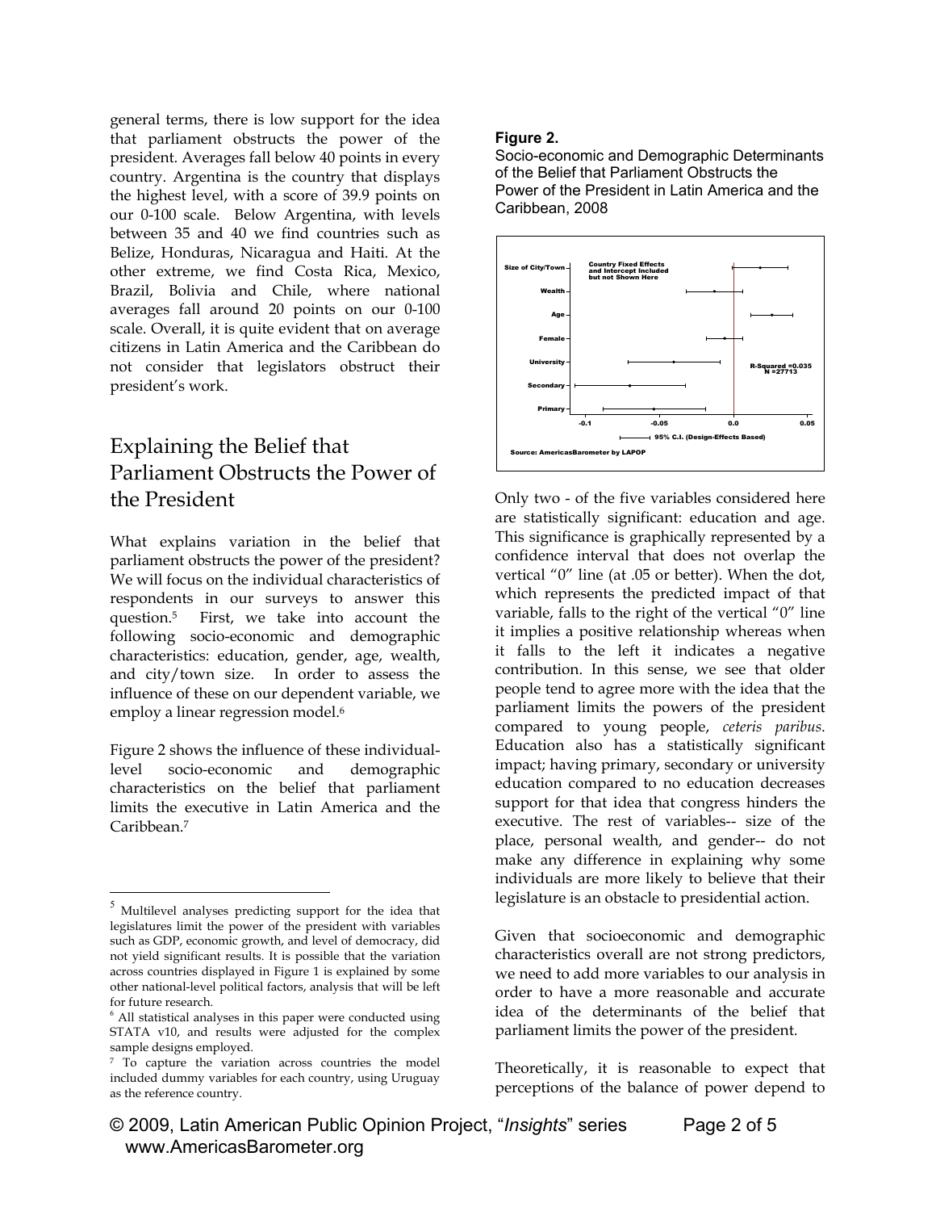general terms, there is low support for the idea that parliament obstructs the power of the president. Averages fall below 40 points in every country. Argentina is the country that displays the highest level, with a score of 39.9 points on our 0-100 scale. Below Argentina, with levels between 35 and 40 we find countries such as Belize, Honduras, Nicaragua and Haiti. At the other extreme, we find Costa Rica, Mexico, Brazil, Bolivia and Chile, where national averages fall around 20 points on our 0-100 scale. Overall, it is quite evident that on average citizens in Latin America and the Caribbean do not consider that legislators obstruct their president's work.

## Explaining the Belief that Parliament Obstructs the Power of the President

What explains variation in the belief that parliament obstructs the power of the president? We will focus on the individual characteristics of respondents in our surveys to answer this question.[5] First, we take into account the following socio-economic and demographic characteristics: education, gender, age, wealth, and city/town size. In order to assess the influence of these on our dependent variable, we employ a linear regression model.[6]

Figure 2 shows the influence of these individual-level socio-economic and demographic characteristics on the belief that parliament limits the executive in Latin America and the Caribbean.[7]

**Figure 2.**

Socio-economic and Demographic Determinants of the Belief that Parliament Obstructs the Power of the President in Latin America and the Caribbean, 2008

Only two - of the five variables considered here are statistically significant: education and age. This significance is graphically represented by a confidence interval that does not overlap the vertical "0" line (at .05 or better). When the dot, which represents the predicted impact of that variable, falls to the right of the vertical "0" line it implies a positive relationship whereas when it falls to the left it indicates a negative contribution. In this sense, we see that older people tend to agree more with the idea that the parliament limits the powers of the president compared to young people, *ceteris paribus*. Education also has a statistically significant impact; having primary, secondary or university education compared to no education decreases support for that idea that congress hinders the executive. The rest of variables-- size of the place, personal wealth, and gender-- do not make any difference in explaining why some individuals are more likely to believe that their legislature is an obstacle to presidential action.

Given that socioeconomic and demographic characteristics overall are not strong predictors, we need to add more variables to our analysis in order to have a more reasonable and accurate idea of the determinants of the belief that parliament limits the power of the president.

Theoretically, it is reasonable to expect that perceptions of the balance of power depend to

---

[5] Multilevel analyses predicting support for the idea that legislatures limit the power of the president with variables such as GDP, economic growth, and level of democracy, did not yield significant results. It is possible that the variation across countries displayed in Figure 1 is explained by some other national-level political factors, analysis that will be left for future research.

[6] All statistical analyses in this paper were conducted using STATA v10, and results were adjusted for the complex sample designs employed.

[7] To capture the variation across countries the model included dummy variables for each country, using Uruguay as the reference country.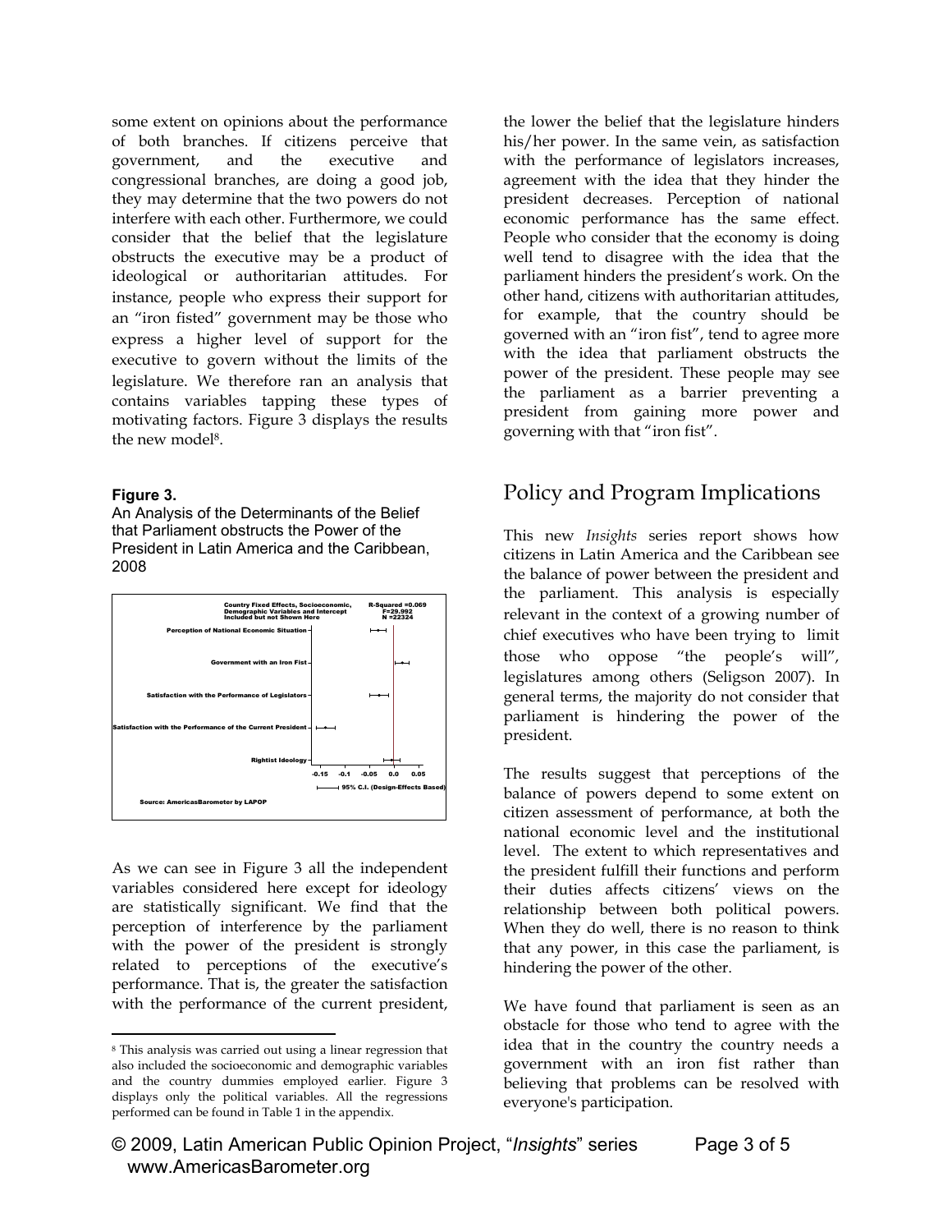some extent on opinions about the performance of both branches. If citizens perceive that government, and the executive and congressional branches, are doing a good job, they may determine that the two powers do not interfere with each other. Furthermore, we could consider that the belief that the legislature obstructs the executive may be a product of ideological or authoritarian attitudes. For instance, people who express their support for an "iron fisted" government may be those who express a higher level of support for the executive to govern without the limits of the legislature. We therefore ran an analysis that contains variables tapping these types of motivating factors. Figure 3 displays the results the new model[8].

**Figure 3.**

An Analysis of the Determinants of the Belief that Parliament obstructs the Power of the President in Latin America and the Caribbean, 2008

As we can see in Figure 3 all the independent variables considered here except for ideology are statistically significant. We find that the perception of interference by the parliament with the power of the president is strongly related to perceptions of the executive's performance. That is, the greater the satisfaction with the performance of the current president, the lower the belief that the legislature hinders his/her power. In the same vein, as satisfaction with the performance of legislators increases, agreement with the idea that they hinder the president decreases. Perception of national economic performance has the same effect. People who consider that the economy is doing well tend to disagree with the idea that the parliament hinders the president's work. On the other hand, citizens with authoritarian attitudes, for example, that the country should be governed with an "iron fist", tend to agree more with the idea that parliament obstructs the power of the president. These people may see the parliament as a barrier preventing a president from gaining more power and governing with that "iron fist".

[8] This analysis was carried out using a linear regression that also included the socioeconomic and demographic variables and the country dummies employed earlier. Figure 3 displays only the political variables. All the regressions performed can be found in Table 1 in the appendix.

## Policy and Program Implications

This new *Insights* series report shows how citizens in Latin America and the Caribbean see the balance of power between the president and the parliament. This analysis is especially relevant in the context of a growing number of chief executives who have been trying to limit those who oppose "the people's will", legislatures among others (Seligson 2007). In general terms, the majority do not consider that parliament is hindering the power of the president.

The results suggest that perceptions of the balance of powers depend to some extent on citizen assessment of performance, at both the national economic level and the institutional level. The extent to which representatives and the president fulfill their functions and perform their duties affects citizens' views on the relationship between both political powers. When they do well, there is no reason to think that any power, in this case the parliament, is hindering the power of the other.

We have found that parliament is seen as an obstacle for those who tend to agree with the idea that in the country the country needs a government with an iron fist rather than believing that problems can be resolved with everyone's participation.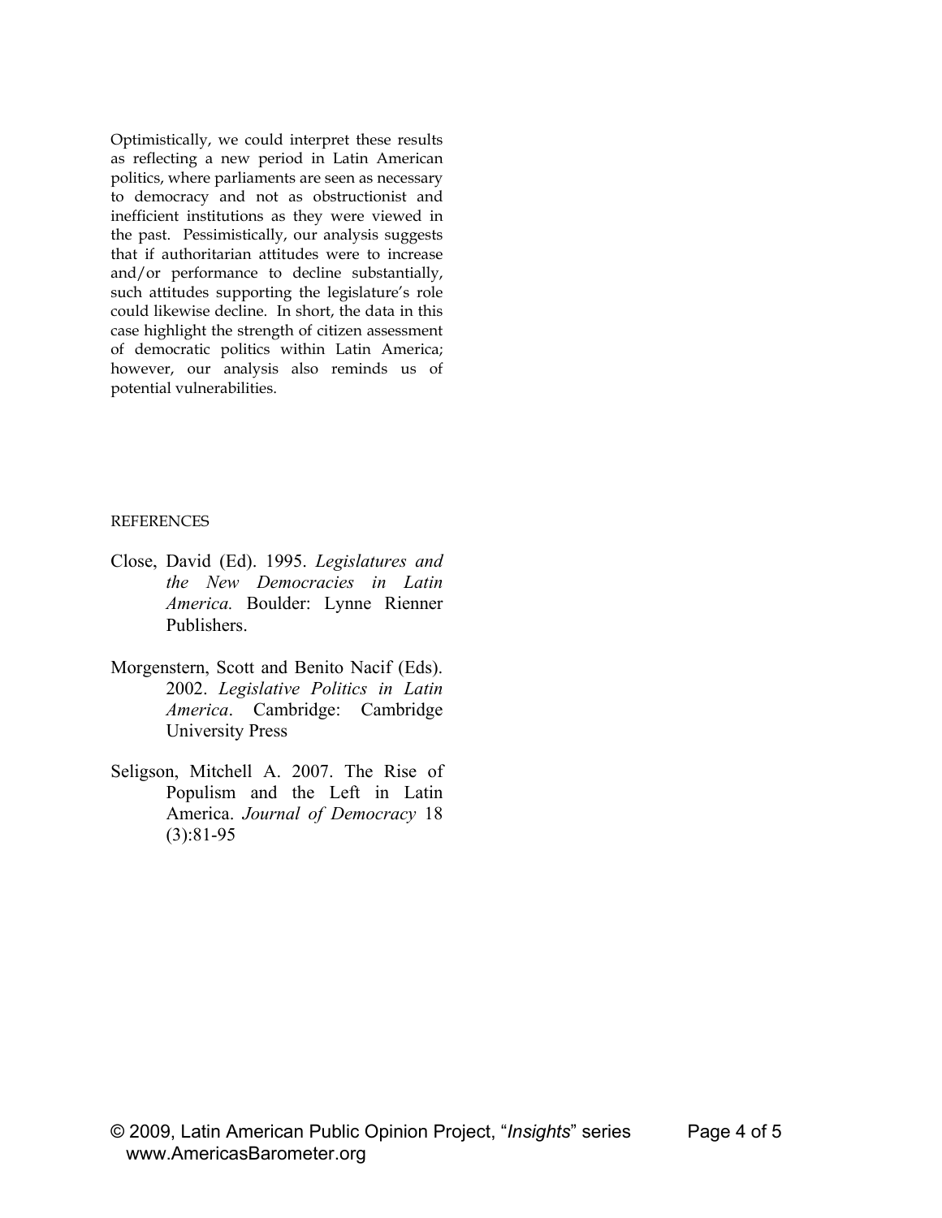Optimistically, we could interpret these results as reflecting a new period in Latin American politics, where parliaments are seen as necessary to democracy and not as obstructionist and inefficient institutions as they were viewed in the past. Pessimistically, our analysis suggests that if authoritarian attitudes were to increase and/or performance to decline substantially, such attitudes supporting the legislature's role could likewise decline. In short, the data in this case highlight the strength of citizen assessment of democratic politics within Latin America; however, our analysis also reminds us of potential vulnerabilities.

REFERENCES

Close, David (Ed). 1995. *Legislatures and the New Democracies in Latin America.* Boulder: Lynne Rienner Publishers.

Morgenstern, Scott and Benito Nacif (Eds). 2002. *Legislative Politics in Latin America*. Cambridge: Cambridge University Press

Seligson, Mitchell A. 2007. The Rise of Populism and the Left in Latin America. *Journal of Democracy* 18 (3):81-95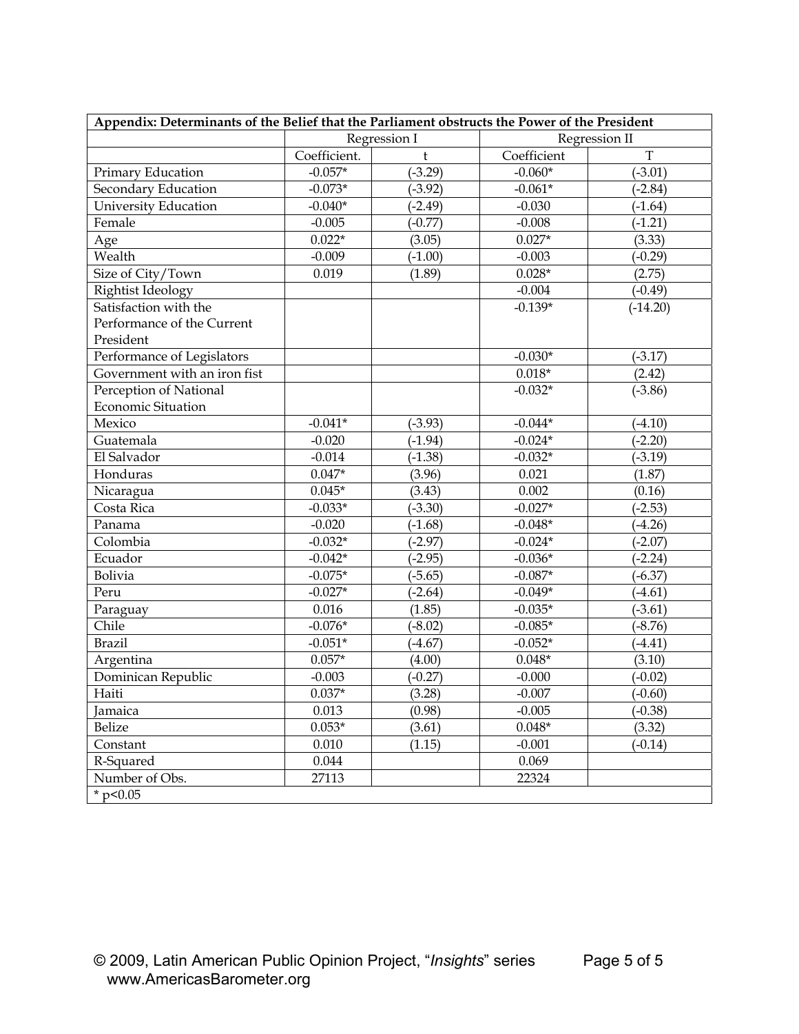| Appendix: Determinants of the Belief that the Parliament obstructs the Power of the President | | | | |
|---|---|---|---|---|
| | Regression I | | Regression II | |
| | Coefficient. | t | Coefficient | T |
| Primary Education | -0.057* | (-3.29) | -0.060* | (-3.01) |
| Secondary Education | -0.073* | (-3.92) | -0.061* | (-2.84) |
| University Education | -0.040* | (-2.49) | -0.030 | (-1.64) |
| Female | -0.005 | (-0.77) | -0.008 | (-1.21) |
| Age | 0.022* | (3.05) | 0.027* | (3.33) |
| Wealth | -0.009 | (-1.00) | -0.003 | (-0.29) |
| Size of City/Town | 0.019 | (1.89) | 0.028* | (2.75) |
| Rightist Ideology | | | -0.004 | (-0.49) |
| Satisfaction with the Performance of the Current President | | | -0.139* | (-14.20) |
| Performance of Legislators | | | -0.030* | (-3.17) |
| Government with an iron fist | | | 0.018* | (2.42) |
| Perception of National Economic Situation | | | -0.032* | (-3.86) |
| Mexico | -0.041* | (-3.93) | -0.044* | (-4.10) |
| Guatemala | -0.020 | (-1.94) | -0.024* | (-2.20) |
| El Salvador | -0.014 | (-1.38) | -0.032* | (-3.19) |
| Honduras | 0.047* | (3.96) | 0.021 | (1.87) |
| Nicaragua | 0.045* | (3.43) | 0.002 | (0.16) |
| Costa Rica | -0.033* | (-3.30) | -0.027* | (-2.53) |
| Panama | -0.020 | (-1.68) | -0.048* | (-4.26) |
| Colombia | -0.032* | (-2.97) | -0.024* | (-2.07) |
| Ecuador | -0.042* | (-2.95) | -0.036* | (-2.24) |
| Bolivia | -0.075* | (-5.65) | -0.087* | (-6.37) |
| Peru | -0.027* | (-2.64) | -0.049* | (-4.61) |
| Paraguay | 0.016 | (1.85) | -0.035* | (-3.61) |
| Chile | -0.076* | (-8.02) | -0.085* | (-8.76) |
| Brazil | -0.051* | (-4.67) | -0.052* | (-4.41) |
| Argentina | 0.057* | (4.00) | 0.048* | (3.10) |
| Dominican Republic | -0.003 | (-0.27) | -0.000 | (-0.02) |
| Haiti | 0.037* | (3.28) | -0.007 | (-0.60) |
| Jamaica | 0.013 | (0.98) | -0.005 | (-0.38) |
| Belize | 0.053* | (3.61) | 0.048* | (3.32) |
| Constant | 0.010 | (1.15) | -0.001 | (-0.14) |
| R-Squared | 0.044 | | 0.069 | |
| Number of Obs. | 27113 | | 22324 | |
| * $p<0.05$ | | | | |

© 2009, Latin American Public Opinion Project, "*Insights*" series
www.AmericasBarometer.org